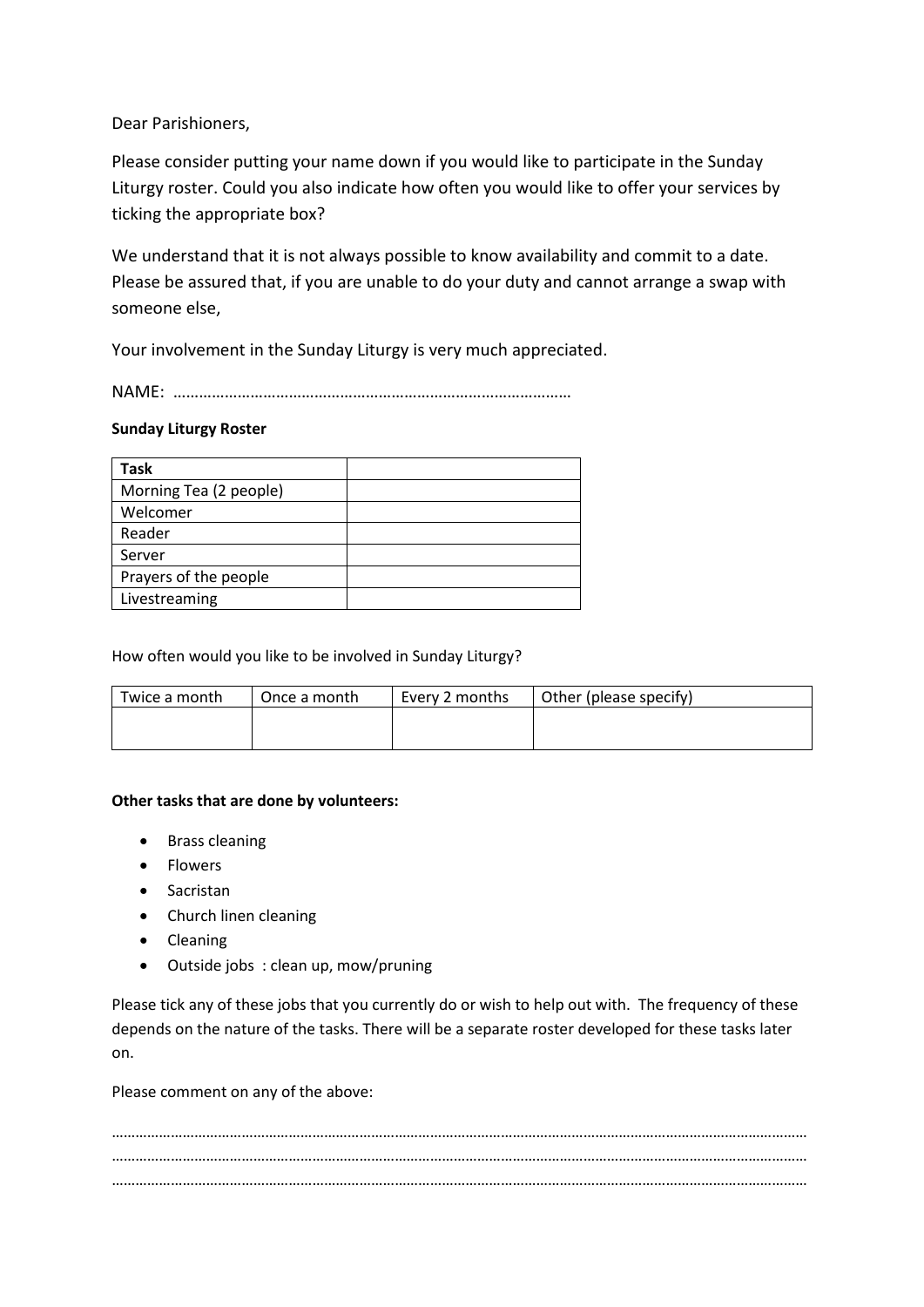Dear Parishioners,

Please consider putting your name down if you would like to participate in the Sunday Liturgy roster. Could you also indicate how often you would like to offer your services by ticking the appropriate box?

We understand that it is not always possible to know availability and commit to a date. Please be assured that, if you are unable to do your duty and cannot arrange a swap with someone else,

Your involvement in the Sunday Liturgy is very much appreciated.

NAME: ………………………………………………………………………………

**Sunday Liturgy Roster**

| **Task** | |
|---|---|
| Morning Tea (2 people) | |
| Welcomer | |
| Reader | |
| Server | |
| Prayers of the people | |
| Livestreaming | |

How often would you like to be involved in Sunday Liturgy?

| Twice a month | Once a month | Every 2 months | Other (please specify) |
|---|---|---|---|
| | | | |

**Other tasks that are done by volunteers:**

- Brass cleaning
- Flowers
- Sacristan
- Church linen cleaning
- Cleaning
- Outside jobs : clean up, mow/pruning

Please tick any of these jobs that you currently do or wish to help out with. The frequency of these depends on the nature of the tasks. There will be a separate roster developed for these tasks later on.

Please comment on any of the above:

……………………………………………………………………………………………………………………………………………………
……………………………………………………………………………………………………………………………………………………
……………………………………………………………………………………………………………………………………………………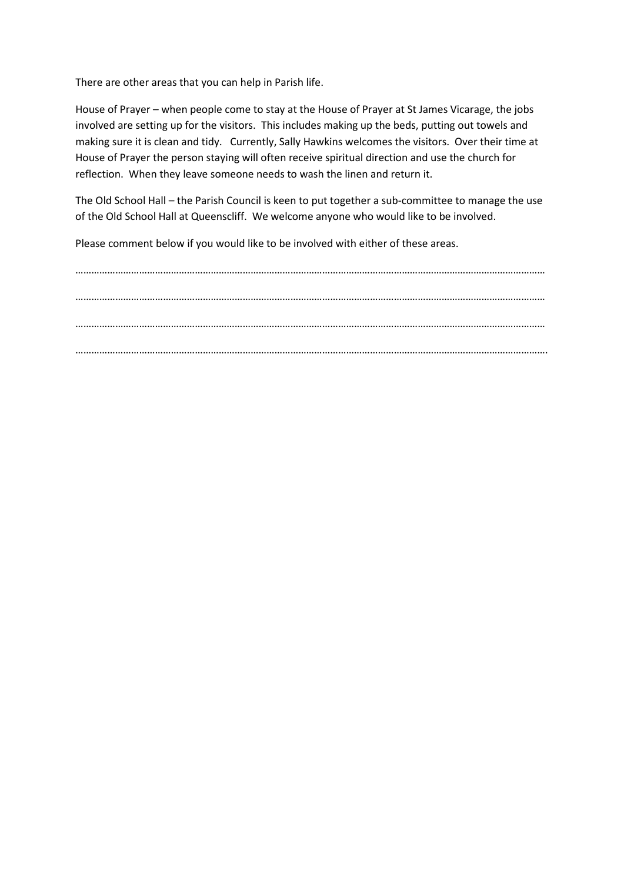There are other areas that you can help in Parish life.

House of Prayer – when people come to stay at the House of Prayer at St James Vicarage, the jobs involved are setting up for the visitors. This includes making up the beds, putting out towels and making sure it is clean and tidy. Currently, Sally Hawkins welcomes the visitors. Over their time at House of Prayer the person staying will often receive spiritual direction and use the church for reflection. When they leave someone needs to wash the linen and return it.

The Old School Hall – the Parish Council is keen to put together a sub-committee to manage the use of the Old School Hall at Queenscliff. We welcome anyone who would like to be involved.

Please comment below if you would like to be involved with either of these areas.

………………………………………………………………………………………………………………………………………………………

………………………………………………………………………………………………………………………………………………………

………………………………………………………………………………………………………………………………………………………

……………………………………………………………………………………………………………………………………………………….